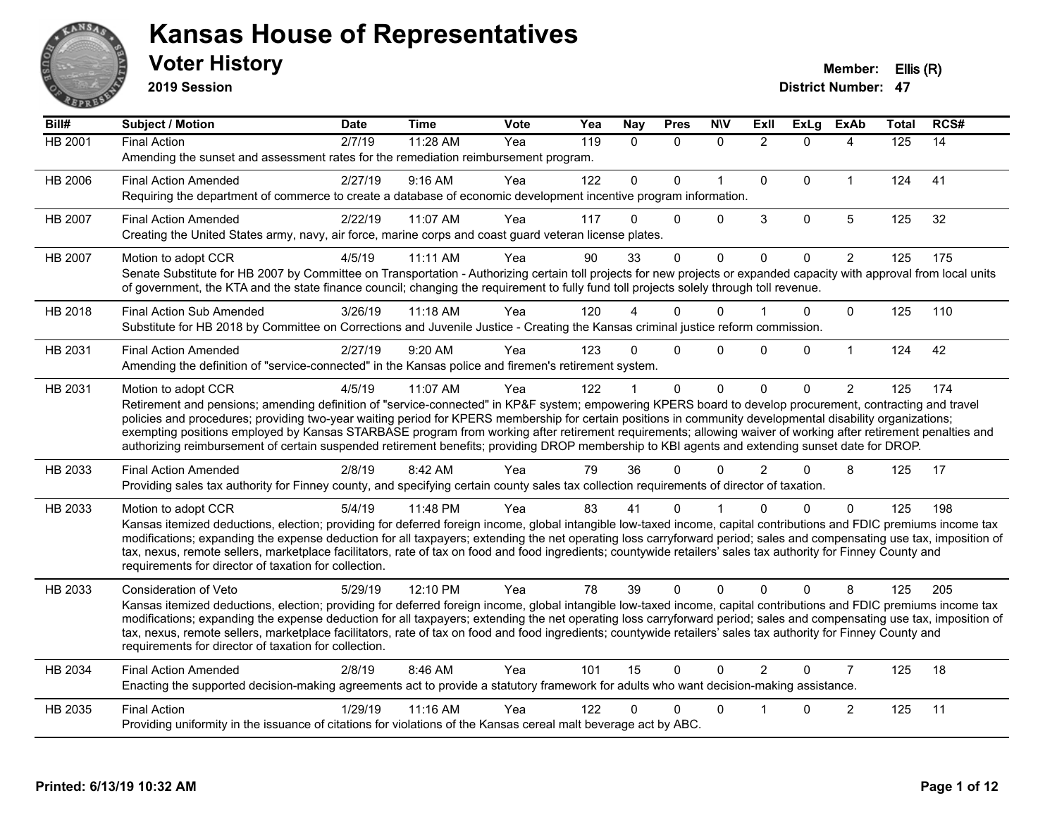# Kansas House of Representatives

## Voter History

**2019 Session**

**Member:** Ellis (R)

**District Number:** 47

| Bill# | Subject / Motion | Date | Time | Vote | Yea | Nay | Pres | N\V | ExII | ExLg | ExAb | Total | RCS# |
|---|---|---|---|---|---|---|---|---|---|---|---|---|---|
| HB 2001 | Final Action | 2/7/19 | 11:28 AM | Yea | 119 | 0 | 0 | 0 | 2 | 0 | 4 | 125 | 14 |
| | Amending the sunset and assessment rates for the remediation reimbursement program. | | | | | | | | | | | | |
| HB 2006 | Final Action Amended | 2/27/19 | 9:16 AM | Yea | 122 | 0 | 0 | 1 | 0 | 0 | 1 | 124 | 41 |
| | Requiring the department of commerce to create a database of economic development incentive program information. | | | | | | | | | | | | |
| HB 2007 | Final Action Amended | 2/22/19 | 11:07 AM | Yea | 117 | 0 | 0 | 0 | 3 | 0 | 5 | 125 | 32 |
| | Creating the United States army, navy, air force, marine corps and coast guard veteran license plates. | | | | | | | | | | | | |
| HB 2007 | Motion to adopt CCR | 4/5/19 | 11:11 AM | Yea | 90 | 33 | 0 | 0 | 0 | 0 | 2 | 125 | 175 |
| | Senate Substitute for HB 2007 by Committee on Transportation - Authorizing certain toll projects for new projects or expanded capacity with approval from local units of government, the KTA and the state finance council; changing the requirement to fully fund toll projects solely through toll revenue. | | | | | | | | | | | | |
| HB 2018 | Final Action Sub Amended | 3/26/19 | 11:18 AM | Yea | 120 | 4 | 0 | 0 | 1 | 0 | 0 | 125 | 110 |
| | Substitute for HB 2018 by Committee on Corrections and Juvenile Justice - Creating the Kansas criminal justice reform commission. | | | | | | | | | | | | |
| HB 2031 | Final Action Amended | 2/27/19 | 9:20 AM | Yea | 123 | 0 | 0 | 0 | 0 | 0 | 1 | 124 | 42 |
| | Amending the definition of "service-connected" in the Kansas police and firemen's retirement system. | | | | | | | | | | | | |
| HB 2031 | Motion to adopt CCR | 4/5/19 | 11:07 AM | Yea | 122 | 1 | 0 | 0 | 0 | 0 | 2 | 125 | 174 |
| | Retirement and pensions; amending definition of "service-connected" in KP&F system; empowering KPERS board to develop procurement, contracting and travel policies and procedures; providing two-year waiting period for KPERS membership for certain positions in community developmental disability organizations; exempting positions employed by Kansas STARBASE program from working after retirement requirements; allowing waiver of working after retirement penalties and authorizing reimbursement of certain suspended retirement benefits; providing DROP membership to KBI agents and extending sunset date for DROP. | | | | | | | | | | | | |
| HB 2033 | Final Action Amended | 2/8/19 | 8:42 AM | Yea | 79 | 36 | 0 | 0 | 2 | 0 | 8 | 125 | 17 |
| | Providing sales tax authority for Finney county, and specifying certain county sales tax collection requirements of director of taxation. | | | | | | | | | | | | |
| HB 2033 | Motion to adopt CCR | 5/4/19 | 11:48 PM | Yea | 83 | 41 | 0 | 1 | 0 | 0 | 0 | 125 | 198 |
| | Kansas itemized deductions, election; providing for deferred foreign income, global intangible low-taxed income, capital contributions and FDIC premiums income tax modifications; expanding the expense deduction for all taxpayers; extending the net operating loss carryforward period; sales and compensating use tax, imposition of tax, nexus, remote sellers, marketplace facilitators, rate of tax on food and food ingredients; countywide retailers' sales tax authority for Finney County and requirements for director of taxation for collection. | | | | | | | | | | | | |
| HB 2033 | Consideration of Veto | 5/29/19 | 12:10 PM | Yea | 78 | 39 | 0 | 0 | 0 | 0 | 8 | 125 | 205 |
| | Kansas itemized deductions, election; providing for deferred foreign income, global intangible low-taxed income, capital contributions and FDIC premiums income tax modifications; expanding the expense deduction for all taxpayers; extending the net operating loss carryforward period; sales and compensating use tax, imposition of tax, nexus, remote sellers, marketplace facilitators, rate of tax on food and food ingredients; countywide retailers' sales tax authority for Finney County and requirements for director of taxation for collection. | | | | | | | | | | | | |
| HB 2034 | Final Action Amended | 2/8/19 | 8:46 AM | Yea | 101 | 15 | 0 | 0 | 2 | 0 | 7 | 125 | 18 |
| | Enacting the supported decision-making agreements act to provide a statutory framework for adults who want decision-making assistance. | | | | | | | | | | | | |
| HB 2035 | Final Action | 1/29/19 | 11:16 AM | Yea | 122 | 0 | 0 | 0 | 1 | 0 | 2 | 125 | 11 |
| | Providing uniformity in the issuance of citations for violations of the Kansas cereal malt beverage act by ABC. | | | | | | | | | | | | |

Printed: 6/13/19 10:32 AM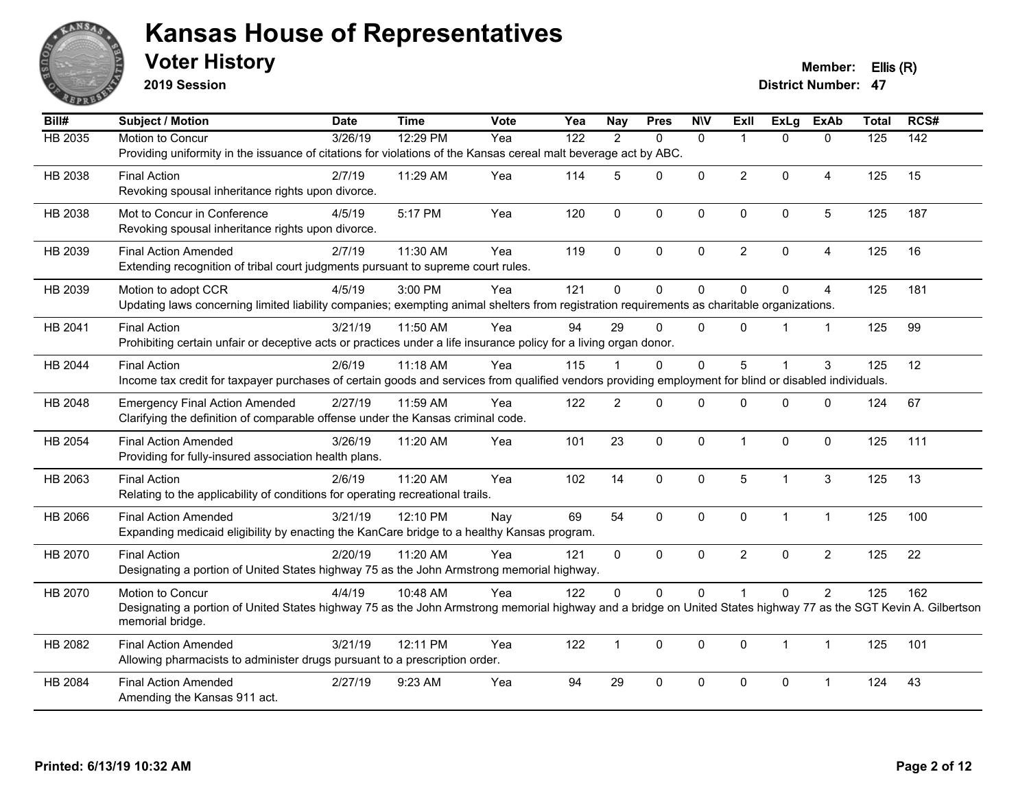# Kansas House of Representatives

## Voter History

**2019 Session**

**Member:** Ellis (R)
**District Number:** 47

| Bill# | Subject / Motion | Date | Time | Vote | Yea | Nay | Pres | N\V | ExII | ExLg | ExAb | Total | RCS# |
|---|---|---|---|---|---|---|---|---|---|---|---|---|---|
| HB 2035 | Motion to Concur | 3/26/19 | 12:29 PM | Yea | 122 | 2 | 0 | 0 | 1 | 0 | 0 | 125 | 142 |
| | Providing uniformity in the issuance of citations for violations of the Kansas cereal malt beverage act by ABC. | | | | | | | | | | | | |
| HB 2038 | Final Action | 2/7/19 | 11:29 AM | Yea | 114 | 5 | 0 | 0 | 2 | 0 | 4 | 125 | 15 |
| | Revoking spousal inheritance rights upon divorce. | | | | | | | | | | | | |
| HB 2038 | Mot to Concur in Conference | 4/5/19 | 5:17 PM | Yea | 120 | 0 | 0 | 0 | 0 | 0 | 5 | 125 | 187 |
| | Revoking spousal inheritance rights upon divorce. | | | | | | | | | | | | |
| HB 2039 | Final Action Amended | 2/7/19 | 11:30 AM | Yea | 119 | 0 | 0 | 0 | 2 | 0 | 4 | 125 | 16 |
| | Extending recognition of tribal court judgments pursuant to supreme court rules. | | | | | | | | | | | | |
| HB 2039 | Motion to adopt CCR | 4/5/19 | 3:00 PM | Yea | 121 | 0 | 0 | 0 | 0 | 0 | 4 | 125 | 181 |
| | Updating laws concerning limited liability companies; exempting animal shelters from registration requirements as charitable organizations. | | | | | | | | | | | | |
| HB 2041 | Final Action | 3/21/19 | 11:50 AM | Yea | 94 | 29 | 0 | 0 | 0 | 1 | 1 | 125 | 99 |
| | Prohibiting certain unfair or deceptive acts or practices under a life insurance policy for a living organ donor. | | | | | | | | | | | | |
| HB 2044 | Final Action | 2/6/19 | 11:18 AM | Yea | 115 | 1 | 0 | 0 | 5 | 1 | 3 | 125 | 12 |
| | Income tax credit for taxpayer purchases of certain goods and services from qualified vendors providing employment for blind or disabled individuals. | | | | | | | | | | | | |
| HB 2048 | Emergency Final Action Amended | 2/27/19 | 11:59 AM | Yea | 122 | 2 | 0 | 0 | 0 | 0 | 0 | 124 | 67 |
| | Clarifying the definition of comparable offense under the Kansas criminal code. | | | | | | | | | | | | |
| HB 2054 | Final Action Amended | 3/26/19 | 11:20 AM | Yea | 101 | 23 | 0 | 0 | 1 | 0 | 0 | 125 | 111 |
| | Providing for fully-insured association health plans. | | | | | | | | | | | | |
| HB 2063 | Final Action | 2/6/19 | 11:20 AM | Yea | 102 | 14 | 0 | 0 | 5 | 1 | 3 | 125 | 13 |
| | Relating to the applicability of conditions for operating recreational trails. | | | | | | | | | | | | |
| HB 2066 | Final Action Amended | 3/21/19 | 12:10 PM | Nay | 69 | 54 | 0 | 0 | 0 | 1 | 1 | 125 | 100 |
| | Expanding medicaid eligibility by enacting the KanCare bridge to a healthy Kansas program. | | | | | | | | | | | | |
| HB 2070 | Final Action | 2/20/19 | 11:20 AM | Yea | 121 | 0 | 0 | 0 | 2 | 0 | 2 | 125 | 22 |
| | Designating a portion of United States highway 75 as the John Armstrong memorial highway. | | | | | | | | | | | | |
| HB 2070 | Motion to Concur | 4/4/19 | 10:48 AM | Yea | 122 | 0 | 0 | 0 | 1 | 0 | 2 | 125 | 162 |
| | Designating a portion of United States highway 75 as the John Armstrong memorial highway and a bridge on United States highway 77 as the SGT Kevin A. Gilbertson memorial bridge. | | | | | | | | | | | | |
| HB 2082 | Final Action Amended | 3/21/19 | 12:11 PM | Yea | 122 | 1 | 0 | 0 | 0 | 1 | 1 | 125 | 101 |
| | Allowing pharmacists to administer drugs pursuant to a prescription order. | | | | | | | | | | | | |
| HB 2084 | Final Action Amended | 2/27/19 | 9:23 AM | Yea | 94 | 29 | 0 | 0 | 0 | 0 | 1 | 124 | 43 |
| | Amending the Kansas 911 act. | | | | | | | | | | | | |

**Printed: 6/13/19 10:32 AM**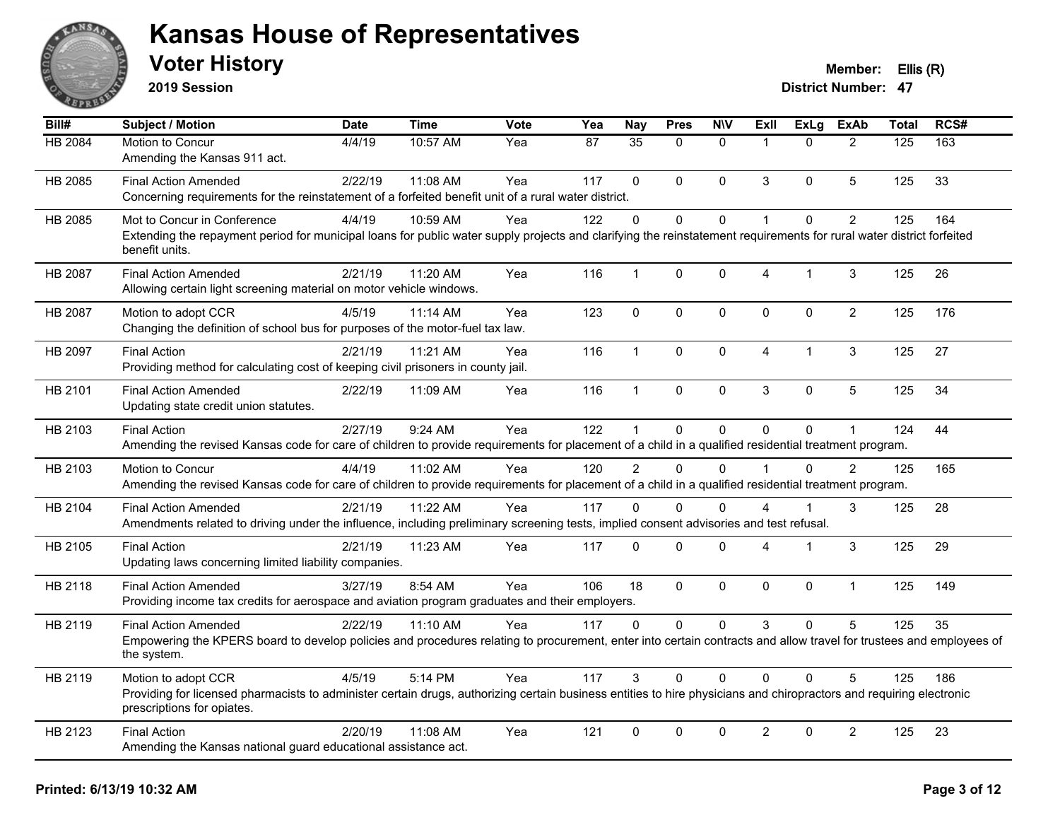# Kansas House of Representatives

## Voter History

**2019 Session**

**Member:** Ellis (R)
**District Number:** 47

| Bill# | Subject / Motion | Date | Time | Vote | Yea | Nay | Pres | N\V | ExII | ExLg | ExAb | Total | RCS# |
|---|---|---|---|---|---|---|---|---|---|---|---|---|---|
| HB 2084 | Motion to Concur<br>Amending the Kansas 911 act. | 4/4/19 | 10:57 AM | Yea | 87 | 35 | 0 | 0 | 1 | 0 | 2 | 125 | 163 |
| HB 2085 | Final Action Amended<br>Concerning requirements for the reinstatement of a forfeited benefit unit of a rural water district. | 2/22/19 | 11:08 AM | Yea | 117 | 0 | 0 | 0 | 3 | 0 | 5 | 125 | 33 |
| HB 2085 | Mot to Concur in Conference<br>Extending the repayment period for municipal loans for public water supply projects and clarifying the reinstatement requirements for rural water district forfeited benefit units. | 4/4/19 | 10:59 AM | Yea | 122 | 0 | 0 | 0 | 1 | 0 | 2 | 125 | 164 |
| HB 2087 | Final Action Amended<br>Allowing certain light screening material on motor vehicle windows. | 2/21/19 | 11:20 AM | Yea | 116 | 1 | 0 | 0 | 4 | 1 | 3 | 125 | 26 |
| HB 2087 | Motion to adopt CCR<br>Changing the definition of school bus for purposes of the motor-fuel tax law. | 4/5/19 | 11:14 AM | Yea | 123 | 0 | 0 | 0 | 0 | 0 | 2 | 125 | 176 |
| HB 2097 | Final Action<br>Providing method for calculating cost of keeping civil prisoners in county jail. | 2/21/19 | 11:21 AM | Yea | 116 | 1 | 0 | 0 | 4 | 1 | 3 | 125 | 27 |
| HB 2101 | Final Action Amended<br>Updating state credit union statutes. | 2/22/19 | 11:09 AM | Yea | 116 | 1 | 0 | 0 | 3 | 0 | 5 | 125 | 34 |
| HB 2103 | Final Action<br>Amending the revised Kansas code for care of children to provide requirements for placement of a child in a qualified residential treatment program. | 2/27/19 | 9:24 AM | Yea | 122 | 1 | 0 | 0 | 0 | 0 | 1 | 124 | 44 |
| HB 2103 | Motion to Concur<br>Amending the revised Kansas code for care of children to provide requirements for placement of a child in a qualified residential treatment program. | 4/4/19 | 11:02 AM | Yea | 120 | 2 | 0 | 0 | 1 | 0 | 2 | 125 | 165 |
| HB 2104 | Final Action Amended<br>Amendments related to driving under the influence, including preliminary screening tests, implied consent advisories and test refusal. | 2/21/19 | 11:22 AM | Yea | 117 | 0 | 0 | 0 | 4 | 1 | 3 | 125 | 28 |
| HB 2105 | Final Action<br>Updating laws concerning limited liability companies. | 2/21/19 | 11:23 AM | Yea | 117 | 0 | 0 | 0 | 4 | 1 | 3 | 125 | 29 |
| HB 2118 | Final Action Amended<br>Providing income tax credits for aerospace and aviation program graduates and their employers. | 3/27/19 | 8:54 AM | Yea | 106 | 18 | 0 | 0 | 0 | 0 | 1 | 125 | 149 |
| HB 2119 | Final Action Amended<br>Empowering the KPERS board to develop policies and procedures relating to procurement, enter into certain contracts and allow travel for trustees and employees of the system. | 2/22/19 | 11:10 AM | Yea | 117 | 0 | 0 | 0 | 3 | 0 | 5 | 125 | 35 |
| HB 2119 | Motion to adopt CCR<br>Providing for licensed pharmacists to administer certain drugs, authorizing certain business entities to hire physicians and chiropractors and requiring electronic prescriptions for opiates. | 4/5/19 | 5:14 PM | Yea | 117 | 3 | 0 | 0 | 0 | 0 | 5 | 125 | 186 |
| HB 2123 | Final Action<br>Amending the Kansas national guard educational assistance act. | 2/20/19 | 11:08 AM | Yea | 121 | 0 | 0 | 0 | 2 | 0 | 2 | 125 | 23 |

Printed: 6/13/19 10:32 AM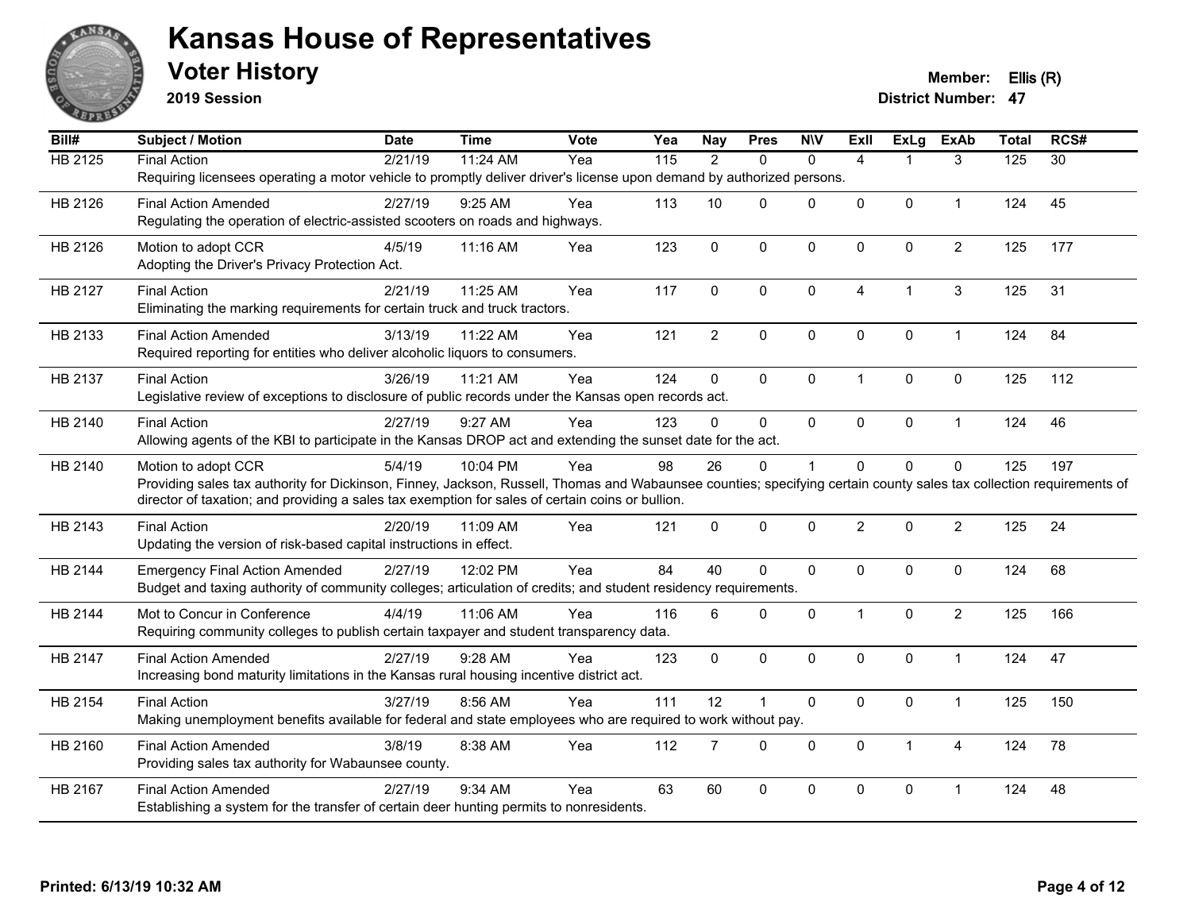# Kansas House of Representatives

## Voter History

**2019 Session**

**Member:** Ellis (R)
**District Number:** 47

| Bill# | Subject / Motion | Date | Time | Vote | Yea | Nay | Pres | N\V | ExIl | ExLg | ExAb | Total | RCS# |
|---|---|---|---|---|---|---|---|---|---|---|---|---|---|
| HB 2125 | Final Action | 2/21/19 | 11:24 AM | Yea | 115 | 2 | 0 | 0 | 4 | 1 | 3 | 125 | 30 |
| | Requiring licensees operating a motor vehicle to promptly deliver driver's license upon demand by authorized persons. | | | | | | | | | | | | |
| HB 2126 | Final Action Amended | 2/27/19 | 9:25 AM | Yea | 113 | 10 | 0 | 0 | 0 | 0 | 1 | 124 | 45 |
| | Regulating the operation of electric-assisted scooters on roads and highways. | | | | | | | | | | | | |
| HB 2126 | Motion to adopt CCR | 4/5/19 | 11:16 AM | Yea | 123 | 0 | 0 | 0 | 0 | 0 | 2 | 125 | 177 |
| | Adopting the Driver's Privacy Protection Act. | | | | | | | | | | | | |
| HB 2127 | Final Action | 2/21/19 | 11:25 AM | Yea | 117 | 0 | 0 | 0 | 4 | 1 | 3 | 125 | 31 |
| | Eliminating the marking requirements for certain truck and truck tractors. | | | | | | | | | | | | |
| HB 2133 | Final Action Amended | 3/13/19 | 11:22 AM | Yea | 121 | 2 | 0 | 0 | 0 | 0 | 1 | 124 | 84 |
| | Required reporting for entities who deliver alcoholic liquors to consumers. | | | | | | | | | | | | |
| HB 2137 | Final Action | 3/26/19 | 11:21 AM | Yea | 124 | 0 | 0 | 0 | 1 | 0 | 0 | 125 | 112 |
| | Legislative review of exceptions to disclosure of public records under the Kansas open records act. | | | | | | | | | | | | |
| HB 2140 | Final Action | 2/27/19 | 9:27 AM | Yea | 123 | 0 | 0 | 0 | 0 | 0 | 1 | 124 | 46 |
| | Allowing agents of the KBI to participate in the Kansas DROP act and extending the sunset date for the act. | | | | | | | | | | | | |
| HB 2140 | Motion to adopt CCR | 5/4/19 | 10:04 PM | Yea | 98 | 26 | 0 | 1 | 0 | 0 | 0 | 125 | 197 |
| | Providing sales tax authority for Dickinson, Finney, Jackson, Russell, Thomas and Wabaunsee counties; specifying certain county sales tax collection requirements of director of taxation; and providing a sales tax exemption for sales of certain coins or bullion. | | | | | | | | | | | | |
| HB 2143 | Final Action | 2/20/19 | 11:09 AM | Yea | 121 | 0 | 0 | 0 | 2 | 0 | 2 | 125 | 24 |
| | Updating the version of risk-based capital instructions in effect. | | | | | | | | | | | | |
| HB 2144 | Emergency Final Action Amended | 2/27/19 | 12:02 PM | Yea | 84 | 40 | 0 | 0 | 0 | 0 | 0 | 124 | 68 |
| | Budget and taxing authority of community colleges; articulation of credits; and student residency requirements. | | | | | | | | | | | | |
| HB 2144 | Mot to Concur in Conference | 4/4/19 | 11:06 AM | Yea | 116 | 6 | 0 | 0 | 1 | 0 | 2 | 125 | 166 |
| | Requiring community colleges to publish certain taxpayer and student transparency data. | | | | | | | | | | | | |
| HB 2147 | Final Action Amended | 2/27/19 | 9:28 AM | Yea | 123 | 0 | 0 | 0 | 0 | 0 | 1 | 124 | 47 |
| | Increasing bond maturity limitations in the Kansas rural housing incentive district act. | | | | | | | | | | | | |
| HB 2154 | Final Action | 3/27/19 | 8:56 AM | Yea | 111 | 12 | 1 | 0 | 0 | 0 | 1 | 125 | 150 |
| | Making unemployment benefits available for federal and state employees who are required to work without pay. | | | | | | | | | | | | |
| HB 2160 | Final Action Amended | 3/8/19 | 8:38 AM | Yea | 112 | 7 | 0 | 0 | 0 | 1 | 4 | 124 | 78 |
| | Providing sales tax authority for Wabaunsee county. | | | | | | | | | | | | |
| HB 2167 | Final Action Amended | 2/27/19 | 9:34 AM | Yea | 63 | 60 | 0 | 0 | 0 | 0 | 1 | 124 | 48 |
| | Establishing a system for the transfer of certain deer hunting permits to nonresidents. | | | | | | | | | | | | |

**Printed: 6/13/19 10:32 AM**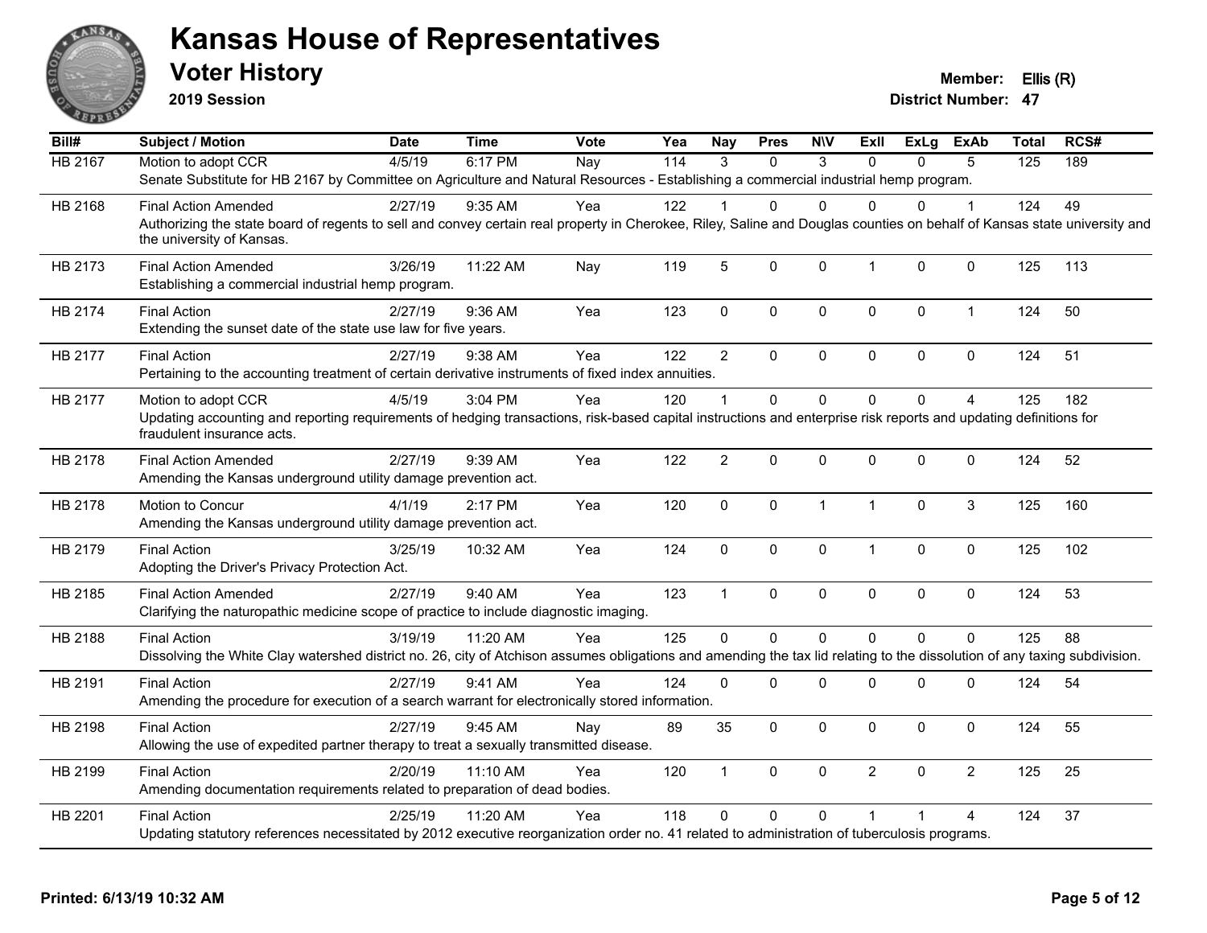# Kansas House of Representatives

## Voter History

**2019 Session**

**Member:** Ellis (R)
**District Number:** 47

| Bill# | Subject / Motion | Date | Time | Vote | Yea | Nay | Pres | N\V | ExII | ExLg | ExAb | Total | RCS# |
|---|---|---|---|---|---|---|---|---|---|---|---|---|---|
| HB 2167 | Motion to adopt CCR | 4/5/19 | 6:17 PM | Nay | 114 | 3 | 0 | 3 | 0 | 0 | 5 | 125 | 189 |
| | Senate Substitute for HB 2167 by Committee on Agriculture and Natural Resources - Establishing a commercial industrial hemp program. | | | | | | | | | | | | |
| HB 2168 | Final Action Amended | 2/27/19 | 9:35 AM | Yea | 122 | 1 | 0 | 0 | 0 | 0 | 1 | 124 | 49 |
| | Authorizing the state board of regents to sell and convey certain real property in Cherokee, Riley, Saline and Douglas counties on behalf of Kansas state university and the university of Kansas. | | | | | | | | | | | | |
| HB 2173 | Final Action Amended | 3/26/19 | 11:22 AM | Nay | 119 | 5 | 0 | 0 | 1 | 0 | 0 | 125 | 113 |
| | Establishing a commercial industrial hemp program. | | | | | | | | | | | | |
| HB 2174 | Final Action | 2/27/19 | 9:36 AM | Yea | 123 | 0 | 0 | 0 | 0 | 0 | 1 | 124 | 50 |
| | Extending the sunset date of the state use law for five years. | | | | | | | | | | | | |
| HB 2177 | Final Action | 2/27/19 | 9:38 AM | Yea | 122 | 2 | 0 | 0 | 0 | 0 | 0 | 124 | 51 |
| | Pertaining to the accounting treatment of certain derivative instruments of fixed index annuities. | | | | | | | | | | | | |
| HB 2177 | Motion to adopt CCR | 4/5/19 | 3:04 PM | Yea | 120 | 1 | 0 | 0 | 0 | 0 | 4 | 125 | 182 |
| | Updating accounting and reporting requirements of hedging transactions, risk-based capital instructions and enterprise risk reports and updating definitions for fraudulent insurance acts. | | | | | | | | | | | | |
| HB 2178 | Final Action Amended | 2/27/19 | 9:39 AM | Yea | 122 | 2 | 0 | 0 | 0 | 0 | 0 | 124 | 52 |
| | Amending the Kansas underground utility damage prevention act. | | | | | | | | | | | | |
| HB 2178 | Motion to Concur | 4/1/19 | 2:17 PM | Yea | 120 | 0 | 0 | 1 | 1 | 0 | 3 | 125 | 160 |
| | Amending the Kansas underground utility damage prevention act. | | | | | | | | | | | | |
| HB 2179 | Final Action | 3/25/19 | 10:32 AM | Yea | 124 | 0 | 0 | 0 | 1 | 0 | 0 | 125 | 102 |
| | Adopting the Driver's Privacy Protection Act. | | | | | | | | | | | | |
| HB 2185 | Final Action Amended | 2/27/19 | 9:40 AM | Yea | 123 | 1 | 0 | 0 | 0 | 0 | 0 | 124 | 53 |
| | Clarifying the naturopathic medicine scope of practice to include diagnostic imaging. | | | | | | | | | | | | |
| HB 2188 | Final Action | 3/19/19 | 11:20 AM | Yea | 125 | 0 | 0 | 0 | 0 | 0 | 0 | 125 | 88 |
| | Dissolving the White Clay watershed district no. 26, city of Atchison assumes obligations and amending the tax lid relating to the dissolution of any taxing subdivision. | | | | | | | | | | | | |
| HB 2191 | Final Action | 2/27/19 | 9:41 AM | Yea | 124 | 0 | 0 | 0 | 0 | 0 | 0 | 124 | 54 |
| | Amending the procedure for execution of a search warrant for electronically stored information. | | | | | | | | | | | | |
| HB 2198 | Final Action | 2/27/19 | 9:45 AM | Nay | 89 | 35 | 0 | 0 | 0 | 0 | 0 | 124 | 55 |
| | Allowing the use of expedited partner therapy to treat a sexually transmitted disease. | | | | | | | | | | | | |
| HB 2199 | Final Action | 2/20/19 | 11:10 AM | Yea | 120 | 1 | 0 | 0 | 2 | 0 | 2 | 125 | 25 |
| | Amending documentation requirements related to preparation of dead bodies. | | | | | | | | | | | | |
| HB 2201 | Final Action | 2/25/19 | 11:20 AM | Yea | 118 | 0 | 0 | 0 | 1 | 1 | 4 | 124 | 37 |
| | Updating statutory references necessitated by 2012 executive reorganization order no. 41 related to administration of tuberculosis programs. | | | | | | | | | | | | |

**Printed: 6/13/19 10:32 AM**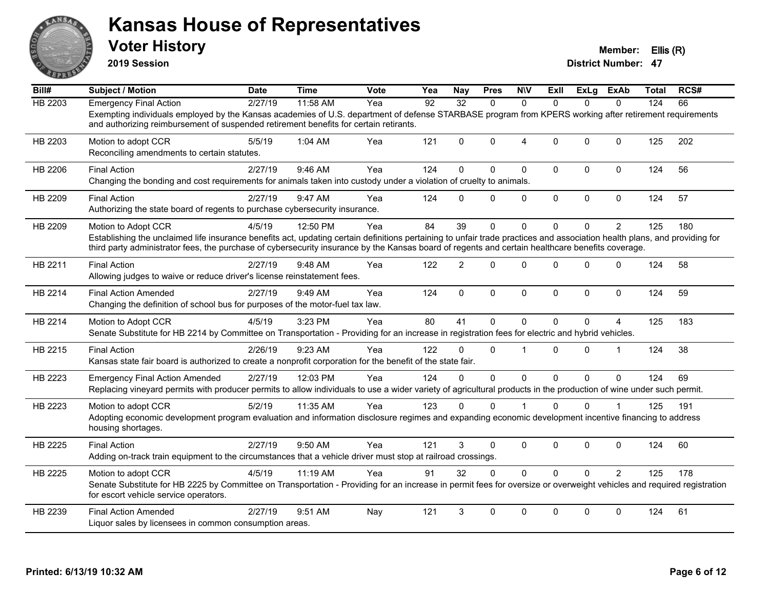# Kansas House of Representatives

## Voter History

**2019 Session**

**Member:** Ellis (R)
**District Number:** 47

| Bill# | Subject / Motion | Date | Time | Vote | Yea | Nay | Pres | N\V | ExII | ExLg | ExAb | Total | RCS# |
|---|---|---|---|---|---|---|---|---|---|---|---|---|---|
| HB 2203 | Emergency Final Action | 2/27/19 | 11:58 AM | Yea | 92 | 32 | 0 | 0 | 0 | 0 | 0 | 124 | 66 |
| | Exempting individuals employed by the Kansas academies of U.S. department of defense STARBASE program from KPERS working after retirement requirements and authorizing reimbursement of suspended retirement benefits for certain retirants. | | | | | | | | | | | | |
| HB 2203 | Motion to adopt CCR | 5/5/19 | 1:04 AM | Yea | 121 | 0 | 0 | 4 | 0 | 0 | 0 | 125 | 202 |
| | Reconciling amendments to certain statutes. | | | | | | | | | | | | |
| HB 2206 | Final Action | 2/27/19 | 9:46 AM | Yea | 124 | 0 | 0 | 0 | 0 | 0 | 0 | 124 | 56 |
| | Changing the bonding and cost requirements for animals taken into custody under a violation of cruelty to animals. | | | | | | | | | | | | |
| HB 2209 | Final Action | 2/27/19 | 9:47 AM | Yea | 124 | 0 | 0 | 0 | 0 | 0 | 0 | 124 | 57 |
| | Authorizing the state board of regents to purchase cybersecurity insurance. | | | | | | | | | | | | |
| HB 2209 | Motion to Adopt CCR | 4/5/19 | 12:50 PM | Yea | 84 | 39 | 0 | 0 | 0 | 0 | 2 | 125 | 180 |
| | Establishing the unclaimed life insurance benefits act, updating certain definitions pertaining to unfair trade practices and association health plans, and providing for third party administrator fees, the purchase of cybersecurity insurance by the Kansas board of regents and certain healthcare benefits coverage. | | | | | | | | | | | | |
| HB 2211 | Final Action | 2/27/19 | 9:48 AM | Yea | 122 | 2 | 0 | 0 | 0 | 0 | 0 | 124 | 58 |
| | Allowing judges to waive or reduce driver's license reinstatement fees. | | | | | | | | | | | | |
| HB 2214 | Final Action Amended | 2/27/19 | 9:49 AM | Yea | 124 | 0 | 0 | 0 | 0 | 0 | 0 | 124 | 59 |
| | Changing the definition of school bus for purposes of the motor-fuel tax law. | | | | | | | | | | | | |
| HB 2214 | Motion to Adopt CCR | 4/5/19 | 3:23 PM | Yea | 80 | 41 | 0 | 0 | 0 | 0 | 4 | 125 | 183 |
| | Senate Substitute for HB 2214 by Committee on Transportation - Providing for an increase in registration fees for electric and hybrid vehicles. | | | | | | | | | | | | |
| HB 2215 | Final Action | 2/26/19 | 9:23 AM | Yea | 122 | 0 | 0 | 1 | 0 | 0 | 1 | 124 | 38 |
| | Kansas state fair board is authorized to create a nonprofit corporation for the benefit of the state fair. | | | | | | | | | | | | |
| HB 2223 | Emergency Final Action Amended | 2/27/19 | 12:03 PM | Yea | 124 | 0 | 0 | 0 | 0 | 0 | 0 | 124 | 69 |
| | Replacing vineyard permits with producer permits to allow individuals to use a wider variety of agricultural products in the production of wine under such permit. | | | | | | | | | | | | |
| HB 2223 | Motion to adopt CCR | 5/2/19 | 11:35 AM | Yea | 123 | 0 | 0 | 1 | 0 | 0 | 1 | 125 | 191 |
| | Adopting economic development program evaluation and information disclosure regimes and expanding economic development incentive financing to address housing shortages. | | | | | | | | | | | | |
| HB 2225 | Final Action | 2/27/19 | 9:50 AM | Yea | 121 | 3 | 0 | 0 | 0 | 0 | 0 | 124 | 60 |
| | Adding on-track train equipment to the circumstances that a vehicle driver must stop at railroad crossings. | | | | | | | | | | | | |
| HB 2225 | Motion to adopt CCR | 4/5/19 | 11:19 AM | Yea | 91 | 32 | 0 | 0 | 0 | 0 | 2 | 125 | 178 |
| | Senate Substitute for HB 2225 by Committee on Transportation - Providing for an increase in permit fees for oversize or overweight vehicles and required registration for escort vehicle service operators. | | | | | | | | | | | | |
| HB 2239 | Final Action Amended | 2/27/19 | 9:51 AM | Nay | 121 | 3 | 0 | 0 | 0 | 0 | 0 | 124 | 61 |
| | Liquor sales by licensees in common consumption areas. | | | | | | | | | | | | |

**Printed: 6/13/19 10:32 AM**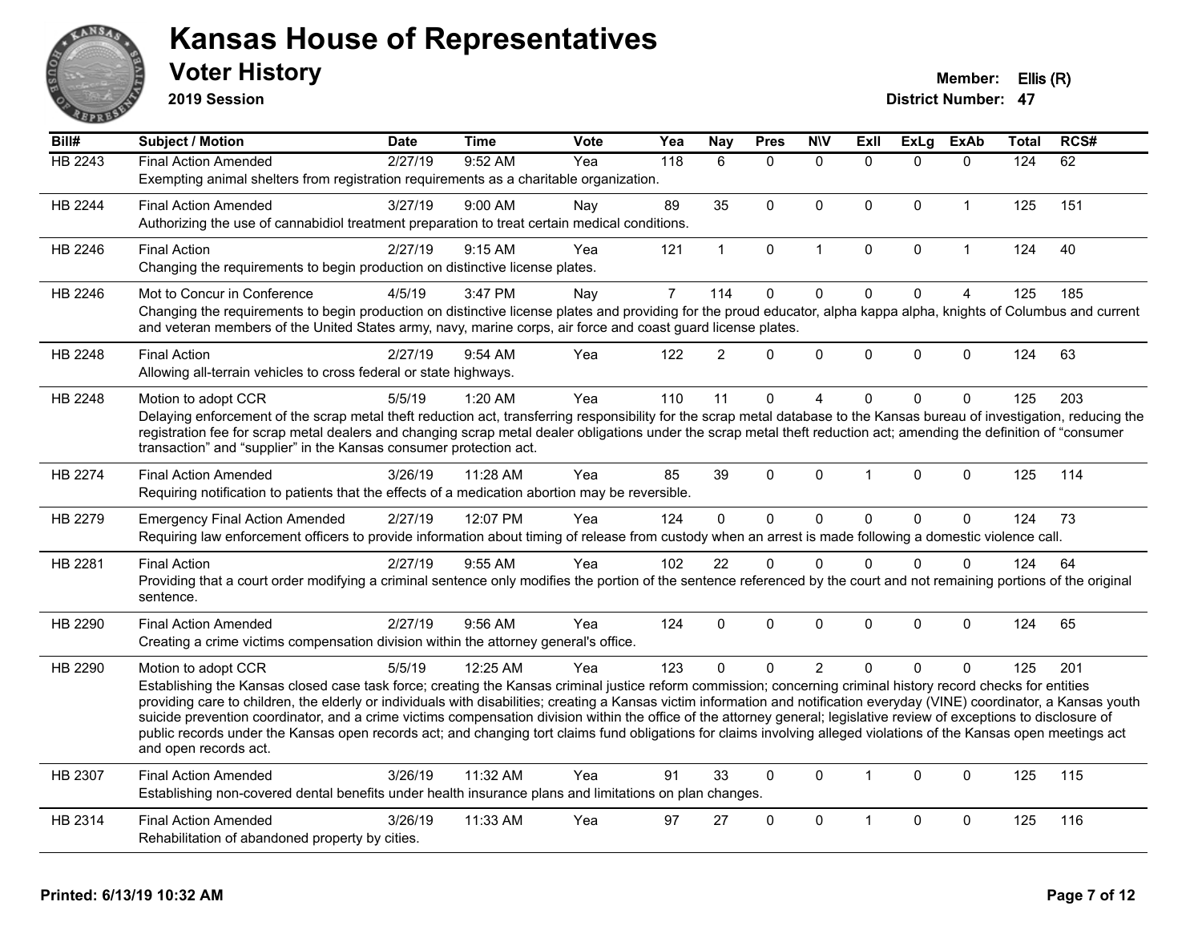# Kansas House of Representatives

## Voter History

**2019 Session**

**Member:** Ellis (R)
**District Number:** 47

| Bill# | Subject / Motion | Date | Time | Vote | Yea | Nay | Pres | N\V | ExII | ExLg | ExAb | Total | RCS# |
|---|---|---|---|---|---|---|---|---|---|---|---|---|---|
| HB 2243 | Final Action Amended | 2/27/19 | 9:52 AM | Yea | 118 | 6 | 0 | 0 | 0 | 0 | 0 | 124 | 62 |
| | Exempting animal shelters from registration requirements as a charitable organization. | | | | | | | | | | | | |
| HB 2244 | Final Action Amended | 3/27/19 | 9:00 AM | Nay | 89 | 35 | 0 | 0 | 0 | 0 | 1 | 125 | 151 |
| | Authorizing the use of cannabidiol treatment preparation to treat certain medical conditions. | | | | | | | | | | | | |
| HB 2246 | Final Action | 2/27/19 | 9:15 AM | Yea | 121 | 1 | 0 | 1 | 0 | 0 | 1 | 124 | 40 |
| | Changing the requirements to begin production on distinctive license plates. | | | | | | | | | | | | |
| HB 2246 | Mot to Concur in Conference | 4/5/19 | 3:47 PM | Nay | 7 | 114 | 0 | 0 | 0 | 0 | 4 | 125 | 185 |
| | Changing the requirements to begin production on distinctive license plates and providing for the proud educator, alpha kappa alpha, knights of Columbus and current and veteran members of the United States army, navy, marine corps, air force and coast guard license plates. | | | | | | | | | | | | |
| HB 2248 | Final Action | 2/27/19 | 9:54 AM | Yea | 122 | 2 | 0 | 0 | 0 | 0 | 0 | 124 | 63 |
| | Allowing all-terrain vehicles to cross federal or state highways. | | | | | | | | | | | | |
| HB 2248 | Motion to adopt CCR | 5/5/19 | 1:20 AM | Yea | 110 | 11 | 0 | 4 | 0 | 0 | 0 | 125 | 203 |
| | Delaying enforcement of the scrap metal theft reduction act, transferring responsibility for the scrap metal database to the Kansas bureau of investigation, reducing the registration fee for scrap metal dealers and changing scrap metal dealer obligations under the scrap metal theft reduction act; amending the definition of "consumer transaction" and "supplier" in the Kansas consumer protection act. | | | | | | | | | | | | |
| HB 2274 | Final Action Amended | 3/26/19 | 11:28 AM | Yea | 85 | 39 | 0 | 0 | 1 | 0 | 0 | 125 | 114 |
| | Requiring notification to patients that the effects of a medication abortion may be reversible. | | | | | | | | | | | | |
| HB 2279 | Emergency Final Action Amended | 2/27/19 | 12:07 PM | Yea | 124 | 0 | 0 | 0 | 0 | 0 | 0 | 124 | 73 |
| | Requiring law enforcement officers to provide information about timing of release from custody when an arrest is made following a domestic violence call. | | | | | | | | | | | | |
| HB 2281 | Final Action | 2/27/19 | 9:55 AM | Yea | 102 | 22 | 0 | 0 | 0 | 0 | 0 | 124 | 64 |
| | Providing that a court order modifying a criminal sentence only modifies the portion of the sentence referenced by the court and not remaining portions of the original sentence. | | | | | | | | | | | | |
| HB 2290 | Final Action Amended | 2/27/19 | 9:56 AM | Yea | 124 | 0 | 0 | 0 | 0 | 0 | 0 | 124 | 65 |
| | Creating a crime victims compensation division within the attorney general's office. | | | | | | | | | | | | |
| HB 2290 | Motion to adopt CCR | 5/5/19 | 12:25 AM | Yea | 123 | 0 | 0 | 2 | 0 | 0 | 0 | 125 | 201 |
| | Establishing the Kansas closed case task force; creating the Kansas criminal justice reform commission; concerning criminal history record checks for entities providing care to children, the elderly or individuals with disabilities; creating a Kansas victim information and notification everyday (VINE) coordinator, a Kansas youth suicide prevention coordinator, and a crime victims compensation division within the office of the attorney general; legislative review of exceptions to disclosure of public records under the Kansas open records act; and changing tort claims fund obligations for claims involving alleged violations of the Kansas open meetings act and open records act. | | | | | | | | | | | | |
| HB 2307 | Final Action Amended | 3/26/19 | 11:32 AM | Yea | 91 | 33 | 0 | 0 | 1 | 0 | 0 | 125 | 115 |
| | Establishing non-covered dental benefits under health insurance plans and limitations on plan changes. | | | | | | | | | | | | |
| HB 2314 | Final Action Amended | 3/26/19 | 11:33 AM | Yea | 97 | 27 | 0 | 0 | 1 | 0 | 0 | 125 | 116 |
| | Rehabilitation of abandoned property by cities. | | | | | | | | | | | | |

Printed: 6/13/19 10:32 AM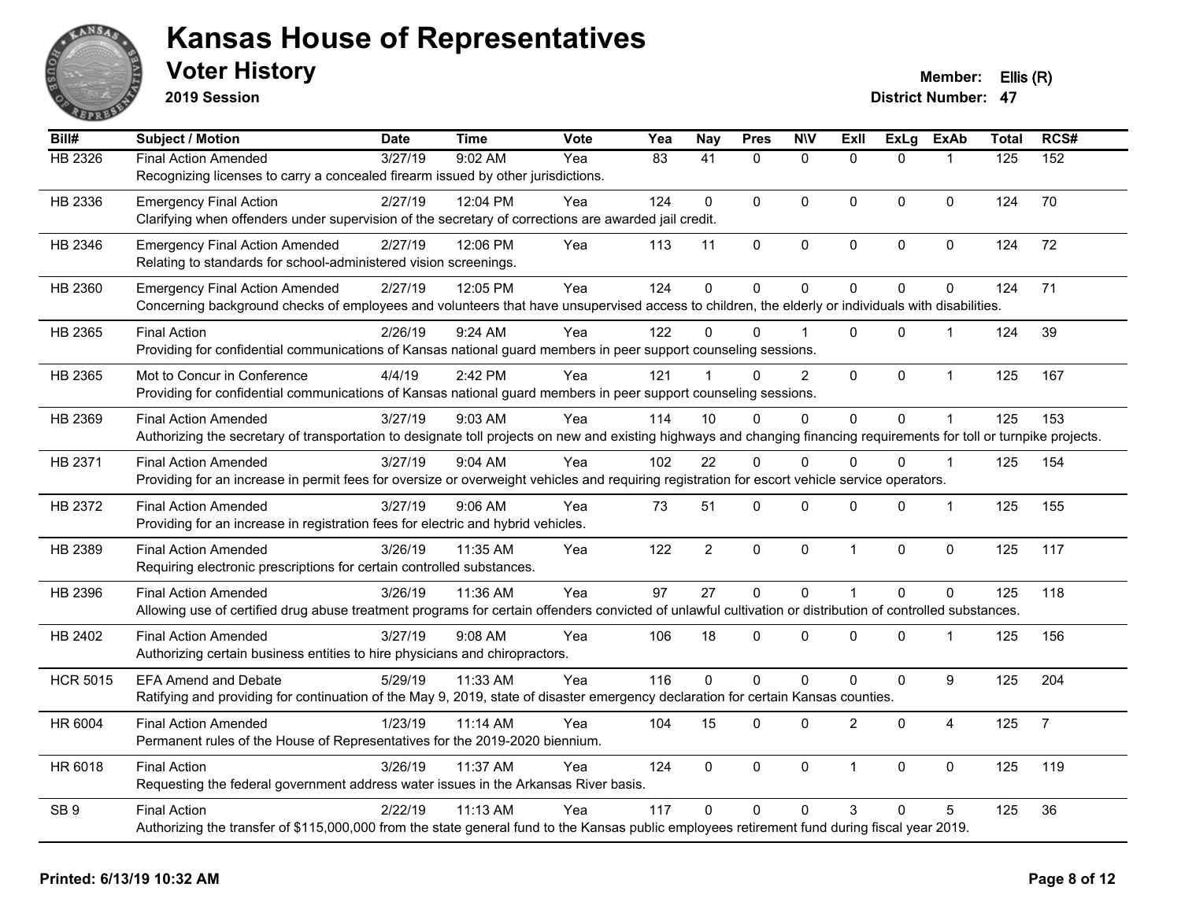# Kansas House of Representatives

## Voter History

**2019 Session**

**Member:** Ellis (R)
**District Number:** 47

| Bill# | Subject / Motion | Date | Time | Vote | Yea | Nay | Pres | N\V | ExII | ExLg | ExAb | Total | RCS# |
|---|---|---|---|---|---|---|---|---|---|---|---|---|---|
| HB 2326 | Final Action Amended | 3/27/19 | 9:02 AM | Yea | 83 | 41 | 0 | 0 | 0 | 0 | 1 | 125 | 152 |
| | Recognizing licenses to carry a concealed firearm issued by other jurisdictions. | | | | | | | | | | | | |
| HB 2336 | Emergency Final Action | 2/27/19 | 12:04 PM | Yea | 124 | 0 | 0 | 0 | 0 | 0 | 0 | 124 | 70 |
| | Clarifying when offenders under supervision of the secretary of corrections are awarded jail credit. | | | | | | | | | | | | |
| HB 2346 | Emergency Final Action Amended | 2/27/19 | 12:06 PM | Yea | 113 | 11 | 0 | 0 | 0 | 0 | 0 | 124 | 72 |
| | Relating to standards for school-administered vision screenings. | | | | | | | | | | | | |
| HB 2360 | Emergency Final Action Amended | 2/27/19 | 12:05 PM | Yea | 124 | 0 | 0 | 0 | 0 | 0 | 0 | 124 | 71 |
| | Concerning background checks of employees and volunteers that have unsupervised access to children, the elderly or individuals with disabilities. | | | | | | | | | | | | |
| HB 2365 | Final Action | 2/26/19 | 9:24 AM | Yea | 122 | 0 | 0 | 1 | 0 | 0 | 1 | 124 | 39 |
| | Providing for confidential communications of Kansas national guard members in peer support counseling sessions. | | | | | | | | | | | | |
| HB 2365 | Mot to Concur in Conference | 4/4/19 | 2:42 PM | Yea | 121 | 1 | 0 | 2 | 0 | 0 | 1 | 125 | 167 |
| | Providing for confidential communications of Kansas national guard members in peer support counseling sessions. | | | | | | | | | | | | |
| HB 2369 | Final Action Amended | 3/27/19 | 9:03 AM | Yea | 114 | 10 | 0 | 0 | 0 | 0 | 1 | 125 | 153 |
| | Authorizing the secretary of transportation to designate toll projects on new and existing highways and changing financing requirements for toll or turnpike projects. | | | | | | | | | | | | |
| HB 2371 | Final Action Amended | 3/27/19 | 9:04 AM | Yea | 102 | 22 | 0 | 0 | 0 | 0 | 1 | 125 | 154 |
| | Providing for an increase in permit fees for oversize or overweight vehicles and requiring registration for escort vehicle service operators. | | | | | | | | | | | | |
| HB 2372 | Final Action Amended | 3/27/19 | 9:06 AM | Yea | 73 | 51 | 0 | 0 | 0 | 0 | 1 | 125 | 155 |
| | Providing for an increase in registration fees for electric and hybrid vehicles. | | | | | | | | | | | | |
| HB 2389 | Final Action Amended | 3/26/19 | 11:35 AM | Yea | 122 | 2 | 0 | 0 | 1 | 0 | 0 | 125 | 117 |
| | Requiring electronic prescriptions for certain controlled substances. | | | | | | | | | | | | |
| HB 2396 | Final Action Amended | 3/26/19 | 11:36 AM | Yea | 97 | 27 | 0 | 0 | 1 | 0 | 0 | 125 | 118 |
| | Allowing use of certified drug abuse treatment programs for certain offenders convicted of unlawful cultivation or distribution of controlled substances. | | | | | | | | | | | | |
| HB 2402 | Final Action Amended | 3/27/19 | 9:08 AM | Yea | 106 | 18 | 0 | 0 | 0 | 0 | 1 | 125 | 156 |
| | Authorizing certain business entities to hire physicians and chiropractors. | | | | | | | | | | | | |
| HCR 5015 | EFA Amend and Debate | 5/29/19 | 11:33 AM | Yea | 116 | 0 | 0 | 0 | 0 | 0 | 9 | 125 | 204 |
| | Ratifying and providing for continuation of the May 9, 2019, state of disaster emergency declaration for certain Kansas counties. | | | | | | | | | | | | |
| HR 6004 | Final Action Amended | 1/23/19 | 11:14 AM | Yea | 104 | 15 | 0 | 0 | 2 | 0 | 4 | 125 | 7 |
| | Permanent rules of the House of Representatives for the 2019-2020 biennium. | | | | | | | | | | | | |
| HR 6018 | Final Action | 3/26/19 | 11:37 AM | Yea | 124 | 0 | 0 | 0 | 1 | 0 | 0 | 125 | 119 |
| | Requesting the federal government address water issues in the Arkansas River basis. | | | | | | | | | | | | |
| SB 9 | Final Action | 2/22/19 | 11:13 AM | Yea | 117 | 0 | 0 | 0 | 3 | 0 | 5 | 125 | 36 |
| | Authorizing the transfer of $115,000,000 from the state general fund to the Kansas public employees retirement fund during fiscal year 2019. | | | | | | | | | | | | |

**Printed: 6/13/19 10:32 AM**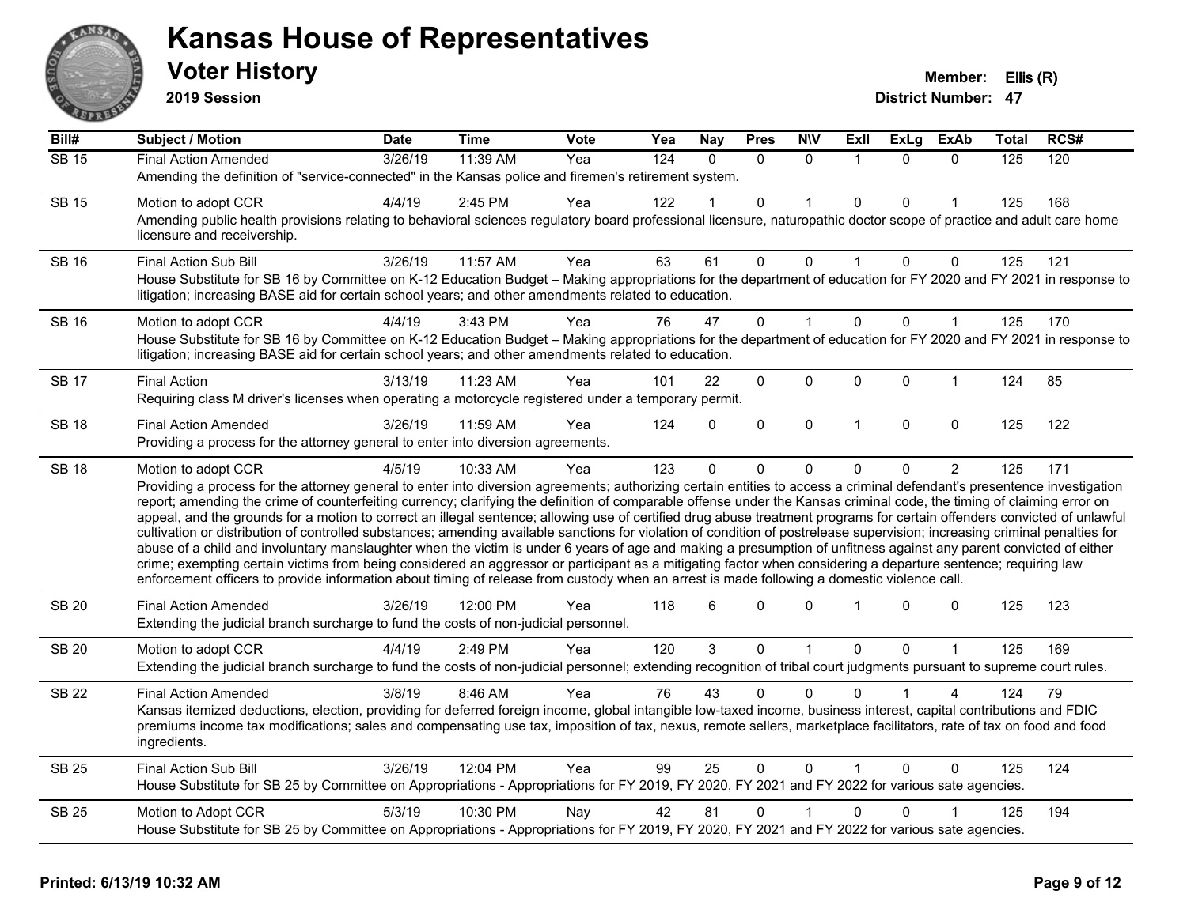# Kansas House of Representatives

## Voter History

**2019 Session**

**Member:** Ellis (R)
**District Number:** 47

| Bill# | Subject / Motion | Date | Time | Vote | Yea | Nay | Pres | N\V | ExII | ExLg | ExAb | Total | RCS# |
|---|---|---|---|---|---|---|---|---|---|---|---|---|---|
| SB 15 | Final Action Amended | 3/26/19 | 11:39 AM | Yea | 124 | 0 | 0 | 0 | 1 | 0 | 0 | 125 | 120 |
| | Amending the definition of "service-connected" in the Kansas police and firemen's retirement system. | | | | | | | | | | | | |
| SB 15 | Motion to adopt CCR | 4/4/19 | 2:45 PM | Yea | 122 | 1 | 0 | 1 | 0 | 0 | 1 | 125 | 168 |
| | Amending public health provisions relating to behavioral sciences regulatory board professional licensure, naturopathic doctor scope of practice and adult care home licensure and receivership. | | | | | | | | | | | | |
| SB 16 | Final Action Sub Bill | 3/26/19 | 11:57 AM | Yea | 63 | 61 | 0 | 0 | 1 | 0 | 0 | 125 | 121 |
| | House Substitute for SB 16 by Committee on K-12 Education Budget – Making appropriations for the department of education for FY 2020 and FY 2021 in response to litigation; increasing BASE aid for certain school years; and other amendments related to education. | | | | | | | | | | | | |
| SB 16 | Motion to adopt CCR | 4/4/19 | 3:43 PM | Yea | 76 | 47 | 0 | 1 | 0 | 0 | 1 | 125 | 170 |
| | House Substitute for SB 16 by Committee on K-12 Education Budget – Making appropriations for the department of education for FY 2020 and FY 2021 in response to litigation; increasing BASE aid for certain school years; and other amendments related to education. | | | | | | | | | | | | |
| SB 17 | Final Action | 3/13/19 | 11:23 AM | Yea | 101 | 22 | 0 | 0 | 0 | 0 | 1 | 124 | 85 |
| | Requiring class M driver's licenses when operating a motorcycle registered under a temporary permit. | | | | | | | | | | | | |
| SB 18 | Final Action Amended | 3/26/19 | 11:59 AM | Yea | 124 | 0 | 0 | 0 | 1 | 0 | 0 | 125 | 122 |
| | Providing a process for the attorney general to enter into diversion agreements. | | | | | | | | | | | | |
| SB 18 | Motion to adopt CCR | 4/5/19 | 10:33 AM | Yea | 123 | 0 | 0 | 0 | 0 | 0 | 2 | 125 | 171 |
| | Providing a process for the attorney general to enter into diversion agreements; authorizing certain entities to access a criminal defendant's presentence investigation report; amending the crime of counterfeiting currency; clarifying the definition of comparable offense under the Kansas criminal code, the timing of claiming error on appeal, and the grounds for a motion to correct an illegal sentence; allowing use of certified drug abuse treatment programs for certain offenders convicted of unlawful cultivation or distribution of controlled substances; amending available sanctions for violation of condition of postrelease supervision; increasing criminal penalties for abuse of a child and involuntary manslaughter when the victim is under 6 years of age and making a presumption of unfitness against any parent convicted of either crime; exempting certain victims from being considered an aggressor or participant as a mitigating factor when considering a departure sentence; requiring law enforcement officers to provide information about timing of release from custody when an arrest is made following a domestic violence call. | | | | | | | | | | | | |
| SB 20 | Final Action Amended | 3/26/19 | 12:00 PM | Yea | 118 | 6 | 0 | 0 | 1 | 0 | 0 | 125 | 123 |
| | Extending the judicial branch surcharge to fund the costs of non-judicial personnel. | | | | | | | | | | | | |
| SB 20 | Motion to adopt CCR | 4/4/19 | 2:49 PM | Yea | 120 | 3 | 0 | 1 | 0 | 0 | 1 | 125 | 169 |
| | Extending the judicial branch surcharge to fund the costs of non-judicial personnel; extending recognition of tribal court judgments pursuant to supreme court rules. | | | | | | | | | | | | |
| SB 22 | Final Action Amended | 3/8/19 | 8:46 AM | Yea | 76 | 43 | 0 | 0 | 0 | 1 | 4 | 124 | 79 |
| | Kansas itemized deductions, election, providing for deferred foreign income, global intangible low-taxed income, business interest, capital contributions and FDIC premiums income tax modifications; sales and compensating use tax, imposition of tax, nexus, remote sellers, marketplace facilitators, rate of tax on food and food ingredients. | | | | | | | | | | | | |
| SB 25 | Final Action Sub Bill | 3/26/19 | 12:04 PM | Yea | 99 | 25 | 0 | 0 | 1 | 0 | 0 | 125 | 124 |
| | House Substitute for SB 25 by Committee on Appropriations - Appropriations for FY 2019, FY 2020, FY 2021 and FY 2022 for various sate agencies. | | | | | | | | | | | | |
| SB 25 | Motion to Adopt CCR | 5/3/19 | 10:30 PM | Nay | 42 | 81 | 0 | 1 | 0 | 0 | 1 | 125 | 194 |
| | House Substitute for SB 25 by Committee on Appropriations - Appropriations for FY 2019, FY 2020, FY 2021 and FY 2022 for various sate agencies. | | | | | | | | | | | | |

**Printed: 6/13/19 10:32 AM**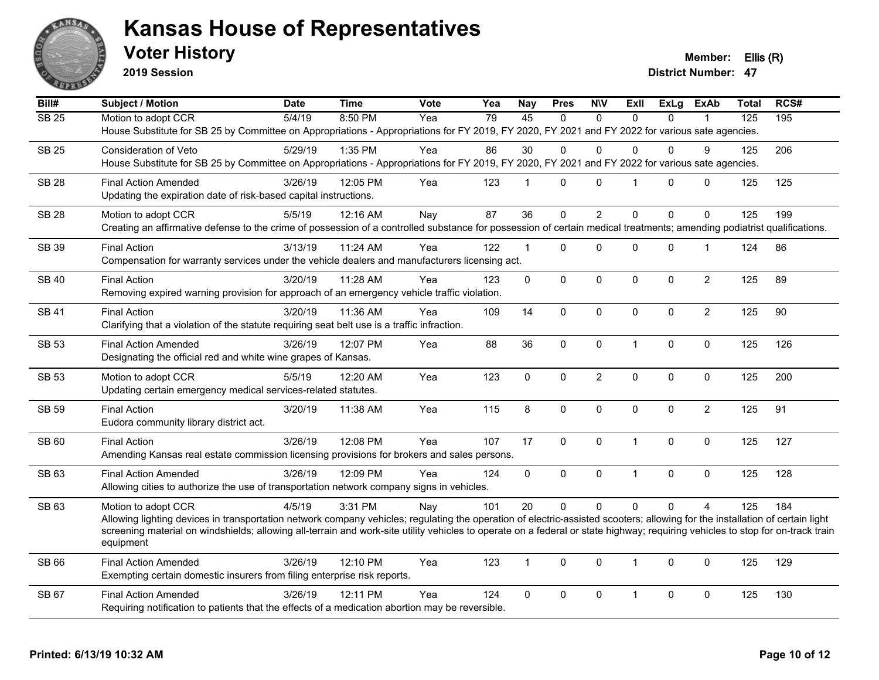# Kansas House of Representatives

## Voter History

**2019 Session**

**Member:** Ellis (R)
**District Number:** 47

| Bill# | Subject / Motion | Date | Time | Vote | Yea | Nay | Pres | N\V | ExII | ExLg | ExAb | Total | RCS# |
|---|---|---|---|---|---|---|---|---|---|---|---|---|---|
| SB 25 | Motion to adopt CCR | 5/4/19 | 8:50 PM | Yea | 79 | 45 | 0 | 0 | 0 | 0 | 1 | 125 | 195 |
| | House Substitute for SB 25 by Committee on Appropriations - Appropriations for FY 2019, FY 2020, FY 2021 and FY 2022 for various sate agencies. | | | | | | | | | | | | |
| SB 25 | Consideration of Veto | 5/29/19 | 1:35 PM | Yea | 86 | 30 | 0 | 0 | 0 | 0 | 9 | 125 | 206 |
| | House Substitute for SB 25 by Committee on Appropriations - Appropriations for FY 2019, FY 2020, FY 2021 and FY 2022 for various sate agencies. | | | | | | | | | | | | |
| SB 28 | Final Action Amended | 3/26/19 | 12:05 PM | Yea | 123 | 1 | 0 | 0 | 1 | 0 | 0 | 125 | 125 |
| | Updating the expiration date of risk-based capital instructions. | | | | | | | | | | | | |
| SB 28 | Motion to adopt CCR | 5/5/19 | 12:16 AM | Nay | 87 | 36 | 0 | 2 | 0 | 0 | 0 | 125 | 199 |
| | Creating an affirmative defense to the crime of possession of a controlled substance for possession of certain medical treatments; amending podiatrist qualifications. | | | | | | | | | | | | |
| SB 39 | Final Action | 3/13/19 | 11:24 AM | Yea | 122 | 1 | 0 | 0 | 0 | 0 | 1 | 124 | 86 |
| | Compensation for warranty services under the vehicle dealers and manufacturers licensing act. | | | | | | | | | | | | |
| SB 40 | Final Action | 3/20/19 | 11:28 AM | Yea | 123 | 0 | 0 | 0 | 0 | 0 | 2 | 125 | 89 |
| | Removing expired warning provision for approach of an emergency vehicle traffic violation. | | | | | | | | | | | | |
| SB 41 | Final Action | 3/20/19 | 11:36 AM | Yea | 109 | 14 | 0 | 0 | 0 | 0 | 2 | 125 | 90 |
| | Clarifying that a violation of the statute requiring seat belt use is a traffic infraction. | | | | | | | | | | | | |
| SB 53 | Final Action Amended | 3/26/19 | 12:07 PM | Yea | 88 | 36 | 0 | 0 | 1 | 0 | 0 | 125 | 126 |
| | Designating the official red and white wine grapes of Kansas. | | | | | | | | | | | | |
| SB 53 | Motion to adopt CCR | 5/5/19 | 12:20 AM | Yea | 123 | 0 | 0 | 2 | 0 | 0 | 0 | 125 | 200 |
| | Updating certain emergency medical services-related statutes. | | | | | | | | | | | | |
| SB 59 | Final Action | 3/20/19 | 11:38 AM | Yea | 115 | 8 | 0 | 0 | 0 | 0 | 2 | 125 | 91 |
| | Eudora community library district act. | | | | | | | | | | | | |
| SB 60 | Final Action | 3/26/19 | 12:08 PM | Yea | 107 | 17 | 0 | 0 | 1 | 0 | 0 | 125 | 127 |
| | Amending Kansas real estate commission licensing provisions for brokers and sales persons. | | | | | | | | | | | | |
| SB 63 | Final Action Amended | 3/26/19 | 12:09 PM | Yea | 124 | 0 | 0 | 0 | 1 | 0 | 0 | 125 | 128 |
| | Allowing cities to authorize the use of transportation network company signs in vehicles. | | | | | | | | | | | | |
| SB 63 | Motion to adopt CCR | 4/5/19 | 3:31 PM | Nay | 101 | 20 | 0 | 0 | 0 | 0 | 4 | 125 | 184 |
| | Allowing lighting devices in transportation network company vehicles; regulating the operation of electric-assisted scooters; allowing for the installation of certain light screening material on windshields; allowing all-terrain and work-site utility vehicles to operate on a federal or state highway; requiring vehicles to stop for on-track train equipment | | | | | | | | | | | | |
| SB 66 | Final Action Amended | 3/26/19 | 12:10 PM | Yea | 123 | 1 | 0 | 0 | 1 | 0 | 0 | 125 | 129 |
| | Exempting certain domestic insurers from filing enterprise risk reports. | | | | | | | | | | | | |
| SB 67 | Final Action Amended | 3/26/19 | 12:11 PM | Yea | 124 | 0 | 0 | 0 | 1 | 0 | 0 | 125 | 130 |
| | Requiring notification to patients that the effects of a medication abortion may be reversible. | | | | | | | | | | | | |

**Printed: 6/13/19 10:32 AM**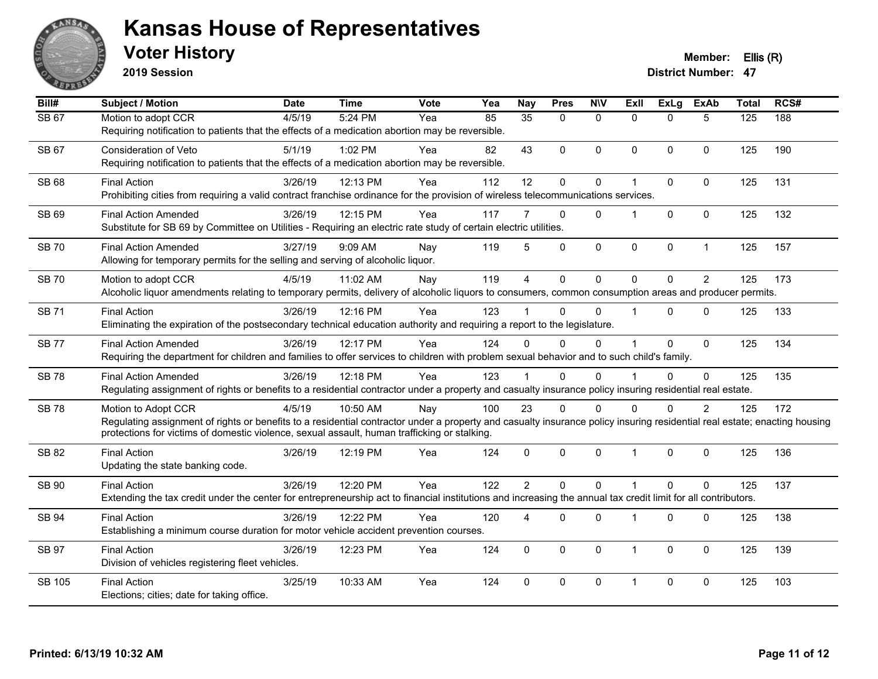# Kansas House of Representatives

## Voter History

**2019 Session**

**Member:** Ellis (R)
**District Number:** 47

| Bill# | Subject / Motion | Date | Time | Vote | Yea | Nay | Pres | N\V | ExII | ExLg | ExAb | Total | RCS# |
|---|---|---|---|---|---|---|---|---|---|---|---|---|---|
| SB 67 | Motion to adopt CCR | 4/5/19 | 5:24 PM | Yea | 85 | 35 | 0 | 0 | 0 | 0 | 5 | 125 | 188 |
| | Requiring notification to patients that the effects of a medication abortion may be reversible. | | | | | | | | | | | | |
| SB 67 | Consideration of Veto | 5/1/19 | 1:02 PM | Yea | 82 | 43 | 0 | 0 | 0 | 0 | 0 | 125 | 190 |
| | Requiring notification to patients that the effects of a medication abortion may be reversible. | | | | | | | | | | | | |
| SB 68 | Final Action | 3/26/19 | 12:13 PM | Yea | 112 | 12 | 0 | 0 | 1 | 0 | 0 | 125 | 131 |
| | Prohibiting cities from requiring a valid contract franchise ordinance for the provision of wireless telecommunications services. | | | | | | | | | | | | |
| SB 69 | Final Action Amended | 3/26/19 | 12:15 PM | Yea | 117 | 7 | 0 | 0 | 1 | 0 | 0 | 125 | 132 |
| | Substitute for SB 69 by Committee on Utilities - Requiring an electric rate study of certain electric utilities. | | | | | | | | | | | | |
| SB 70 | Final Action Amended | 3/27/19 | 9:09 AM | Nay | 119 | 5 | 0 | 0 | 0 | 0 | 1 | 125 | 157 |
| | Allowing for temporary permits for the selling and serving of alcoholic liquor. | | | | | | | | | | | | |
| SB 70 | Motion to adopt CCR | 4/5/19 | 11:02 AM | Nay | 119 | 4 | 0 | 0 | 0 | 0 | 2 | 125 | 173 |
| | Alcoholic liquor amendments relating to temporary permits, delivery of alcoholic liquors to consumers, common consumption areas and producer permits. | | | | | | | | | | | | |
| SB 71 | Final Action | 3/26/19 | 12:16 PM | Yea | 123 | 1 | 0 | 0 | 1 | 0 | 0 | 125 | 133 |
| | Eliminating the expiration of the postsecondary technical education authority and requiring a report to the legislature. | | | | | | | | | | | | |
| SB 77 | Final Action Amended | 3/26/19 | 12:17 PM | Yea | 124 | 0 | 0 | 0 | 1 | 0 | 0 | 125 | 134 |
| | Requiring the department for children and families to offer services to children with problem sexual behavior and to such child's family. | | | | | | | | | | | | |
| SB 78 | Final Action Amended | 3/26/19 | 12:18 PM | Yea | 123 | 1 | 0 | 0 | 1 | 0 | 0 | 125 | 135 |
| | Regulating assignment of rights or benefits to a residential contractor under a property and casualty insurance policy insuring residential real estate. | | | | | | | | | | | | |
| SB 78 | Motion to Adopt CCR | 4/5/19 | 10:50 AM | Nay | 100 | 23 | 0 | 0 | 0 | 0 | 2 | 125 | 172 |
| | Regulating assignment of rights or benefits to a residential contractor under a property and casualty insurance policy insuring residential real estate; enacting housing protections for victims of domestic violence, sexual assault, human trafficking or stalking. | | | | | | | | | | | | |
| SB 82 | Final Action | 3/26/19 | 12:19 PM | Yea | 124 | 0 | 0 | 0 | 1 | 0 | 0 | 125 | 136 |
| | Updating the state banking code. | | | | | | | | | | | | |
| SB 90 | Final Action | 3/26/19 | 12:20 PM | Yea | 122 | 2 | 0 | 0 | 1 | 0 | 0 | 125 | 137 |
| | Extending the tax credit under the center for entrepreneurship act to financial institutions and increasing the annual tax credit limit for all contributors. | | | | | | | | | | | | |
| SB 94 | Final Action | 3/26/19 | 12:22 PM | Yea | 120 | 4 | 0 | 0 | 1 | 0 | 0 | 125 | 138 |
| | Establishing a minimum course duration for motor vehicle accident prevention courses. | | | | | | | | | | | | |
| SB 97 | Final Action | 3/26/19 | 12:23 PM | Yea | 124 | 0 | 0 | 0 | 1 | 0 | 0 | 125 | 139 |
| | Division of vehicles registering fleet vehicles. | | | | | | | | | | | | |
| SB 105 | Final Action | 3/25/19 | 10:33 AM | Yea | 124 | 0 | 0 | 0 | 1 | 0 | 0 | 125 | 103 |
| | Elections; cities; date for taking office. | | | | | | | | | | | | |

Printed: 6/13/19 10:32 AM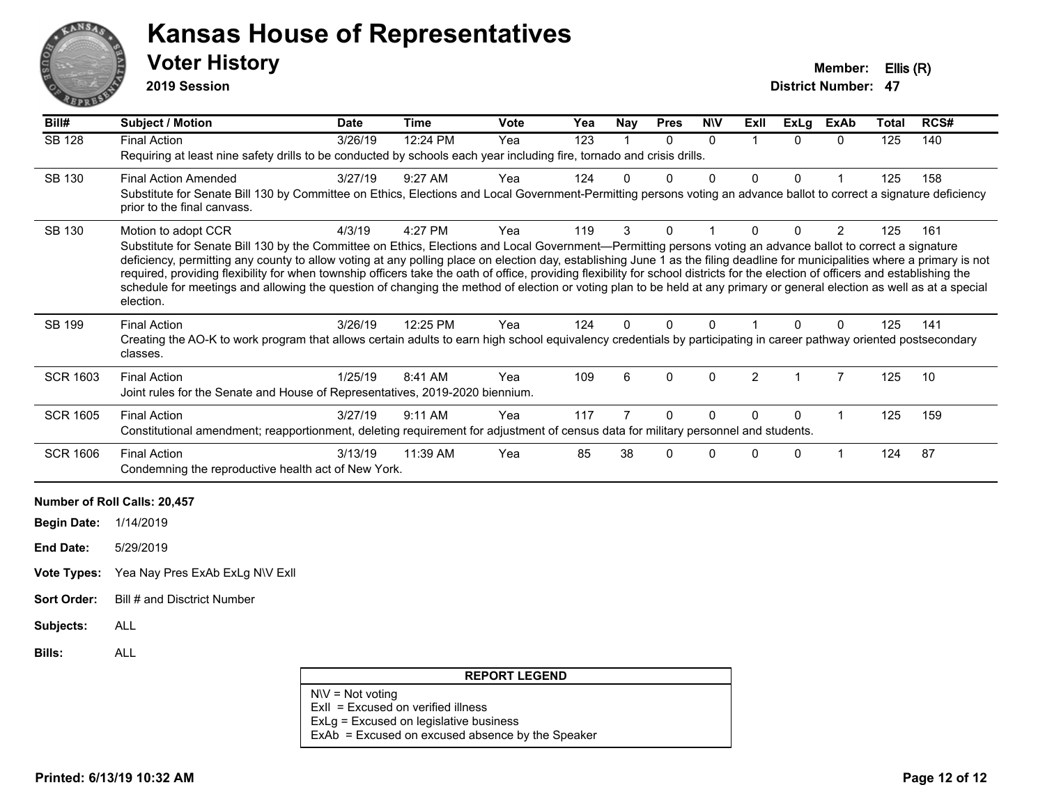# Kansas House of Representatives

## Voter History

**2019 Session**

**Member:** Ellis (R)
**District Number:** 47

| Bill# | Subject / Motion | Date | Time | Vote | Yea | Nay | Pres | N\V | ExIl | ExLg | ExAb | Total | RCS# |
|---|---|---|---|---|---|---|---|---|---|---|---|---|---|
| SB 128 | Final Action | 3/26/19 | 12:24 PM | Yea | 123 | 1 | 0 | 0 | 1 | 0 | 0 | 125 | 140 |
| | Requiring at least nine safety drills to be conducted by schools each year including fire, tornado and crisis drills. | | | | | | | | | | | | |
| SB 130 | Final Action Amended | 3/27/19 | 9:27 AM | Yea | 124 | 0 | 0 | 0 | 0 | 0 | 1 | 125 | 158 |
| | Substitute for Senate Bill 130 by Committee on Ethics, Elections and Local Government-Permitting persons voting an advance ballot to correct a signature deficiency prior to the final canvass. | | | | | | | | | | | | |
| SB 130 | Motion to adopt CCR | 4/3/19 | 4:27 PM | Yea | 119 | 3 | 0 | 1 | 0 | 0 | 2 | 125 | 161 |
| | Substitute for Senate Bill 130 by the Committee on Ethics, Elections and Local Government—Permitting persons voting an advance ballot to correct a signature deficiency, permitting any county to allow voting at any polling place on election day, establishing June 1 as the filing deadline for municipalities where a primary is not required, providing flexibility for when township officers take the oath of office, providing flexibility for school districts for the election of officers and establishing the schedule for meetings and allowing the question of changing the method of election or voting plan to be held at any primary or general election as well as at a special election. | | | | | | | | | | | | |
| SB 199 | Final Action | 3/26/19 | 12:25 PM | Yea | 124 | 0 | 0 | 0 | 1 | 0 | 0 | 125 | 141 |
| | Creating the AO-K to work program that allows certain adults to earn high school equivalency credentials by participating in career pathway oriented postsecondary classes. | | | | | | | | | | | | |
| SCR 1603 | Final Action | 1/25/19 | 8:41 AM | Yea | 109 | 6 | 0 | 0 | 2 | 1 | 7 | 125 | 10 |
| | Joint rules for the Senate and House of Representatives, 2019-2020 biennium. | | | | | | | | | | | | |
| SCR 1605 | Final Action | 3/27/19 | 9:11 AM | Yea | 117 | 7 | 0 | 0 | 0 | 0 | 1 | 125 | 159 |
| | Constitutional amendment; reapportionment, deleting requirement for adjustment of census data for military personnel and students. | | | | | | | | | | | | |
| SCR 1606 | Final Action | 3/13/19 | 11:39 AM | Yea | 85 | 38 | 0 | 0 | 0 | 0 | 1 | 124 | 87 |
| | Condemning the reproductive health act of New York. | | | | | | | | | | | | |

**Number of Roll Calls: 20,457**

**Begin Date:** 1/14/2019

**End Date:** 5/29/2019

**Vote Types:** Yea Nay Pres ExAb ExLg N\V ExIl

**Sort Order:** Bill # and Disctrict Number

**Subjects:** ALL

**Bills:** ALL

**REPORT LEGEND**

N\V = Not voting
ExIl = Excused on verified illness
ExLg = Excused on legislative business
ExAb = Excused on excused absence by the Speaker

**Printed: 6/13/19 10:32 AM**